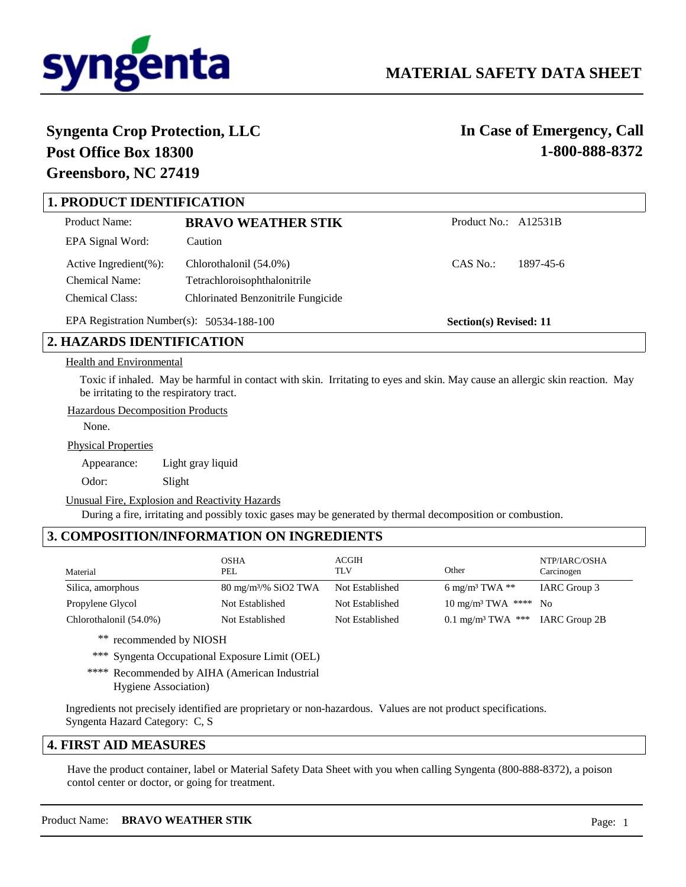# syngenta

## MATERIAL SAFETY DATA SHEET

**Syngenta Crop Protection, LLC**
**Post Office Box 18300**
**Greensboro, NC 27419**

**In Case of Emergency, Call**
**1-800-888-8372**

## 1. PRODUCT IDENTIFICATION

| | | | |
|---|---|---|---|
| Product Name: | **BRAVO WEATHER STIK** | Product No.: | A12531B |
| EPA Signal Word: | Caution | | |
| Active Ingredient(%): | Chlorothalonil (54.0%) | CAS No.: | 1897-45-6 |
| Chemical Name: | Tetrachloroisophthalonitrile | | |
| Chemical Class: | Chlorinated Benzonitrile Fungicide | | |

EPA Registration Number(s): 50534-188-100

**Section(s) Revised: 11**

## 2. HAZARDS IDENTIFICATION

Health and Environmental

Toxic if inhaled. May be harmful in contact with skin. Irritating to eyes and skin. May cause an allergic skin reaction. May be irritating to the respiratory tract.

Hazardous Decomposition Products

None.

Physical Properties

Appearance: Light gray liquid

Odor: Slight

Unusual Fire, Explosion and Reactivity Hazards

During a fire, irritating and possibly toxic gases may be generated by thermal decomposition or combustion.

## 3. COMPOSITION/INFORMATION ON INGREDIENTS

| Material | OSHA PEL | ACGIH TLV | Other | NTP/IARC/OSHA Carcinogen |
|---|---|---|---|---|
| Silica, amorphous | 80 mg/m³/% $SiO_2$ TWA | Not Established | 6 mg/m³ TWA ** | IARC Group 3 |
| Propylene Glycol | Not Established | Not Established | 10 mg/m³ TWA **** | No |
| Chlorothalonil (54.0%) | Not Established | Not Established | 0.1 mg/m³ TWA *** | IARC Group 2B |

** recommended by NIOSH

*** Syngenta Occupational Exposure Limit (OEL)

**** Recommended by AIHA (American Industrial Hygiene Association)

Ingredients not precisely identified are proprietary or non-hazardous. Values are not product specifications.
Syngenta Hazard Category: C, S

## 4. FIRST AID MEASURES

Have the product container, label or Material Safety Data Sheet with you when calling Syngenta (800-888-8372), a poison contol center or doctor, or going for treatment.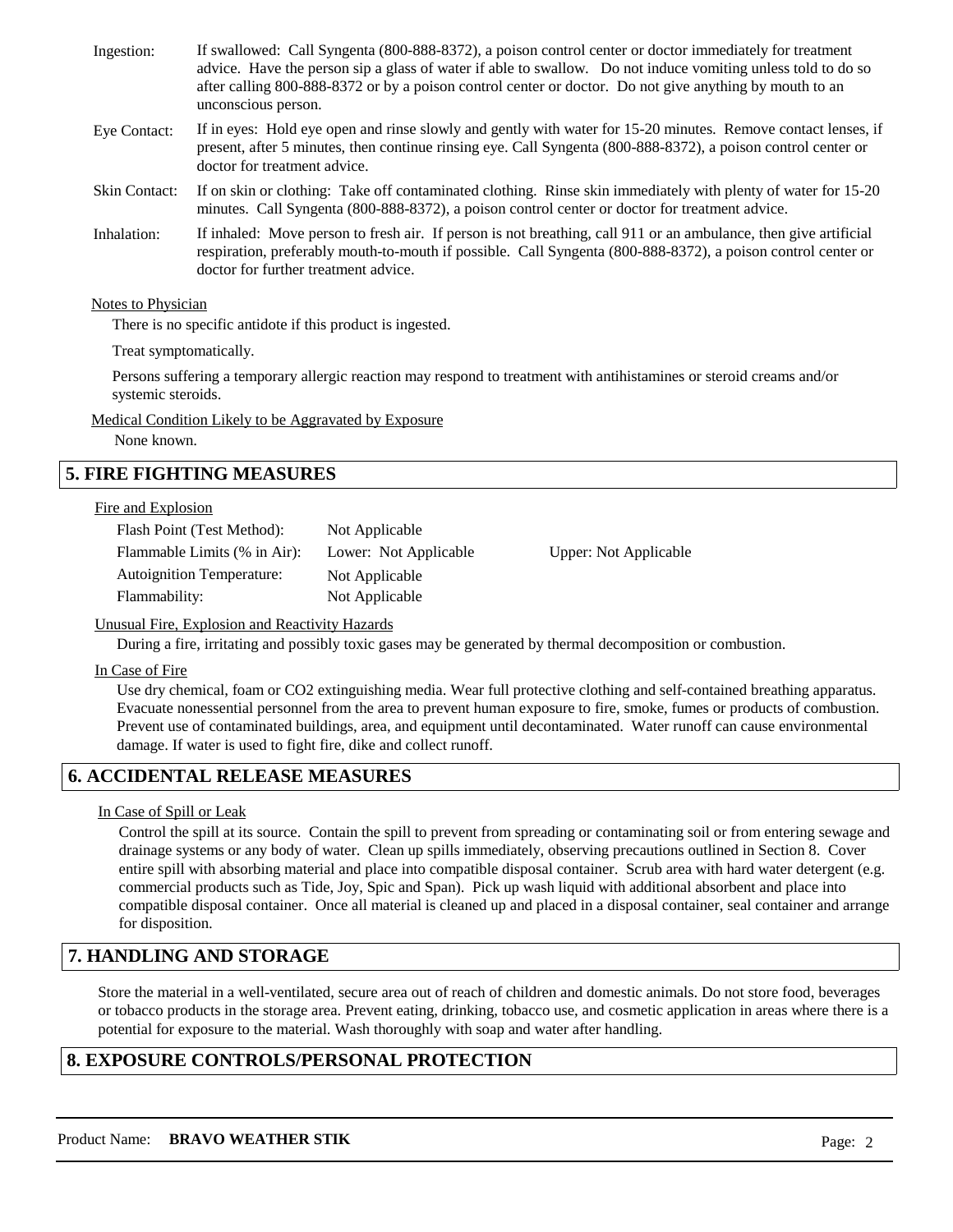| | |
|---|---|
| Ingestion: | If swallowed: Call Syngenta (800-888-8372), a poison control center or doctor immediately for treatment advice. Have the person sip a glass of water if able to swallow. Do not induce vomiting unless told to do so after calling 800-888-8372 or by a poison control center or doctor. Do not give anything by mouth to an unconscious person. |
| Eye Contact: | If in eyes: Hold eye open and rinse slowly and gently with water for 15-20 minutes. Remove contact lenses, if present, after 5 minutes, then continue rinsing eye. Call Syngenta (800-888-8372), a poison control center or doctor for treatment advice. |
| Skin Contact: | If on skin or clothing: Take off contaminated clothing. Rinse skin immediately with plenty of water for 15-20 minutes. Call Syngenta (800-888-8372), a poison control center or doctor for treatment advice. |
| Inhalation: | If inhaled: Move person to fresh air. If person is not breathing, call 911 or an ambulance, then give artificial respiration, preferably mouth-to-mouth if possible. Call Syngenta (800-888-8372), a poison control center or doctor for further treatment advice. |

Notes to Physician

There is no specific antidote if this product is ingested.

Treat symptomatically.

Persons suffering a temporary allergic reaction may respond to treatment with antihistamines or steroid creams and/or systemic steroids.

Medical Condition Likely to be Aggravated by Exposure

None known.

## 5. FIRE FIGHTING MEASURES

Fire and Explosion

| | | |
|---|---|---|
| Flash Point (Test Method): | Not Applicable | |
| Flammable Limits (% in Air): | Lower: Not Applicable | Upper: Not Applicable |
| Autoignition Temperature: | Not Applicable | |
| Flammability: | Not Applicable | |

Unusual Fire, Explosion and Reactivity Hazards

During a fire, irritating and possibly toxic gases may be generated by thermal decomposition or combustion.

In Case of Fire

Use dry chemical, foam or CO2 extinguishing media. Wear full protective clothing and self-contained breathing apparatus. Evacuate nonessential personnel from the area to prevent human exposure to fire, smoke, fumes or products of combustion. Prevent use of contaminated buildings, area, and equipment until decontaminated. Water runoff can cause environmental damage. If water is used to fight fire, dike and collect runoff.

## 6. ACCIDENTAL RELEASE MEASURES

In Case of Spill or Leak

Control the spill at its source. Contain the spill to prevent from spreading or contaminating soil or from entering sewage and drainage systems or any body of water. Clean up spills immediately, observing precautions outlined in Section 8. Cover entire spill with absorbing material and place into compatible disposal container. Scrub area with hard water detergent (e.g. commercial products such as Tide, Joy, Spic and Span). Pick up wash liquid with additional absorbent and place into compatible disposal container. Once all material is cleaned up and placed in a disposal container, seal container and arrange for disposition.

## 7. HANDLING AND STORAGE

Store the material in a well-ventilated, secure area out of reach of children and domestic animals. Do not store food, beverages or tobacco products in the storage area. Prevent eating, drinking, tobacco use, and cosmetic application in areas where there is a potential for exposure to the material. Wash thoroughly with soap and water after handling.

## 8. EXPOSURE CONTROLS/PERSONAL PROTECTION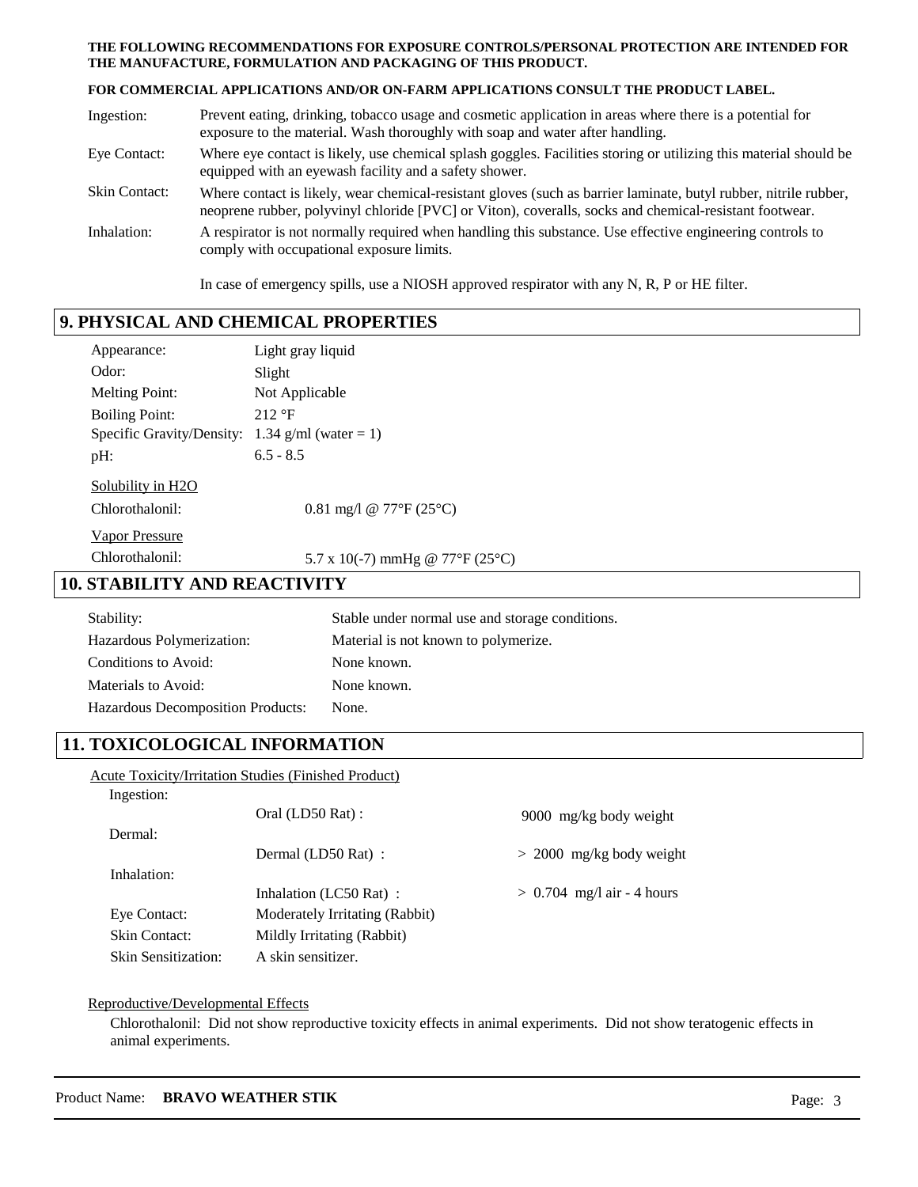**THE FOLLOWING RECOMMENDATIONS FOR EXPOSURE CONTROLS/PERSONAL PROTECTION ARE INTENDED FOR THE MANUFACTURE, FORMULATION AND PACKAGING OF THIS PRODUCT.**

**FOR COMMERCIAL APPLICATIONS AND/OR ON-FARM APPLICATIONS CONSULT THE PRODUCT LABEL.**

| | |
|---|---|
| Ingestion: | Prevent eating, drinking, tobacco usage and cosmetic application in areas where there is a potential for exposure to the material. Wash thoroughly with soap and water after handling. |
| Eye Contact: | Where eye contact is likely, use chemical splash goggles. Facilities storing or utilizing this material should be equipped with an eyewash facility and a safety shower. |
| Skin Contact: | Where contact is likely, wear chemical-resistant gloves (such as barrier laminate, butyl rubber, nitrile rubber, neoprene rubber, polyvinyl chloride [PVC] or Viton), coveralls, socks and chemical-resistant footwear. |
| Inhalation: | A respirator is not normally required when handling this substance. Use effective engineering controls to comply with occupational exposure limits. |
| | In case of emergency spills, use a NIOSH approved respirator with any N, R, P or HE filter. |

## 9. PHYSICAL AND CHEMICAL PROPERTIES

| | |
|---|---|
| Appearance: | Light gray liquid |
| Odor: | Slight |
| Melting Point: | Not Applicable |
| Boiling Point: | 212 °F |
| Specific Gravity/Density: | 1.34 g/ml (water = 1) |
| pH: | 6.5 - 8.5 |

Solubility in H2O

| | |
|---|---|
| Chlorothalonil: | 0.81 mg/l @ 77°F (25°C) |

Vapor Pressure

| | |
|---|---|
| Chlorothalonil: | 5.7 x 10(-7) mmHg @ 77°F (25°C) |

## 10. STABILITY AND REACTIVITY

| | |
|---|---|
| Stability: | Stable under normal use and storage conditions. |
| Hazardous Polymerization: | Material is not known to polymerize. |
| Conditions to Avoid: | None known. |
| Materials to Avoid: | None known. |
| Hazardous Decomposition Products: | None. |

## 11. TOXICOLOGICAL INFORMATION

Acute Toxicity/Irritation Studies (Finished Product)

| | | |
|---|---|---|
| Ingestion: | | |
| | Oral (LD50 Rat) : | 9000 mg/kg body weight |
| Dermal: | | |
| | Dermal (LD50 Rat) : | > 2000 mg/kg body weight |
| Inhalation: | | |
| | Inhalation (LC50 Rat) : | > 0.704 mg/l air - 4 hours |
| Eye Contact: | Moderately Irritating (Rabbit) | |
| Skin Contact: | Mildly Irritating (Rabbit) | |
| Skin Sensitization: | A skin sensitizer. | |

Reproductive/Developmental Effects

Chlorothalonil: Did not show reproductive toxicity effects in animal experiments. Did not show teratogenic effects in animal experiments.

Product Name: **BRAVO WEATHER STIK**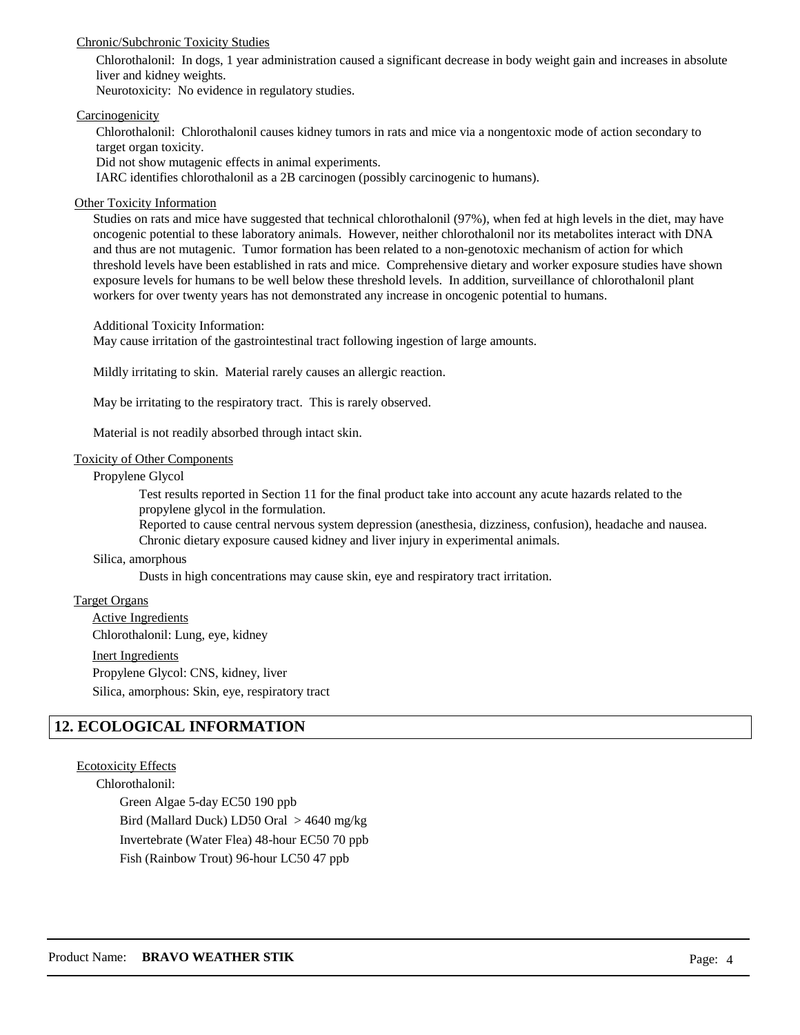Chronic/Subchronic Toxicity Studies

Chlorothalonil: In dogs, 1 year administration caused a significant decrease in body weight gain and increases in absolute liver and kidney weights.
Neurotoxicity: No evidence in regulatory studies.

Carcinogenicity

Chlorothalonil: Chlorothalonil causes kidney tumors in rats and mice via a nongentoxic mode of action secondary to target organ toxicity.
Did not show mutagenic effects in animal experiments.
IARC identifies chlorothalonil as a 2B carcinogen (possibly carcinogenic to humans).

Other Toxicity Information

Studies on rats and mice have suggested that technical chlorothalonil (97%), when fed at high levels in the diet, may have oncogenic potential to these laboratory animals. However, neither chlorothalonil nor its metabolites interact with DNA and thus are not mutagenic. Tumor formation has been related to a non-genotoxic mechanism of action for which threshold levels have been established in rats and mice. Comprehensive dietary and worker exposure studies have shown exposure levels for humans to be well below these threshold levels. In addition, surveillance of chlorothalonil plant workers for over twenty years has not demonstrated any increase in oncogenic potential to humans.

Additional Toxicity Information:
May cause irritation of the gastrointestinal tract following ingestion of large amounts.

Mildly irritating to skin. Material rarely causes an allergic reaction.

May be irritating to the respiratory tract. This is rarely observed.

Material is not readily absorbed through intact skin.

Toxicity of Other Components

Propylene Glycol

Test results reported in Section 11 for the final product take into account any acute hazards related to the propylene glycol in the formulation.
Reported to cause central nervous system depression (anesthesia, dizziness, confusion), headache and nausea.
Chronic dietary exposure caused kidney and liver injury in experimental animals.

Silica, amorphous

Dusts in high concentrations may cause skin, eye and respiratory tract irritation.

Target Organs

Active Ingredients
Chlorothalonil: Lung, eye, kidney

Inert Ingredients
Propylene Glycol: CNS, kidney, liver
Silica, amorphous: Skin, eye, respiratory tract

## 12. ECOLOGICAL INFORMATION

Ecotoxicity Effects

Chlorothalonil:

Green Algae 5-day EC50 190 ppb
Bird (Mallard Duck) LD50 Oral > 4640 mg/kg
Invertebrate (Water Flea) 48-hour EC50 70 ppb
Fish (Rainbow Trout) 96-hour LC50 47 ppb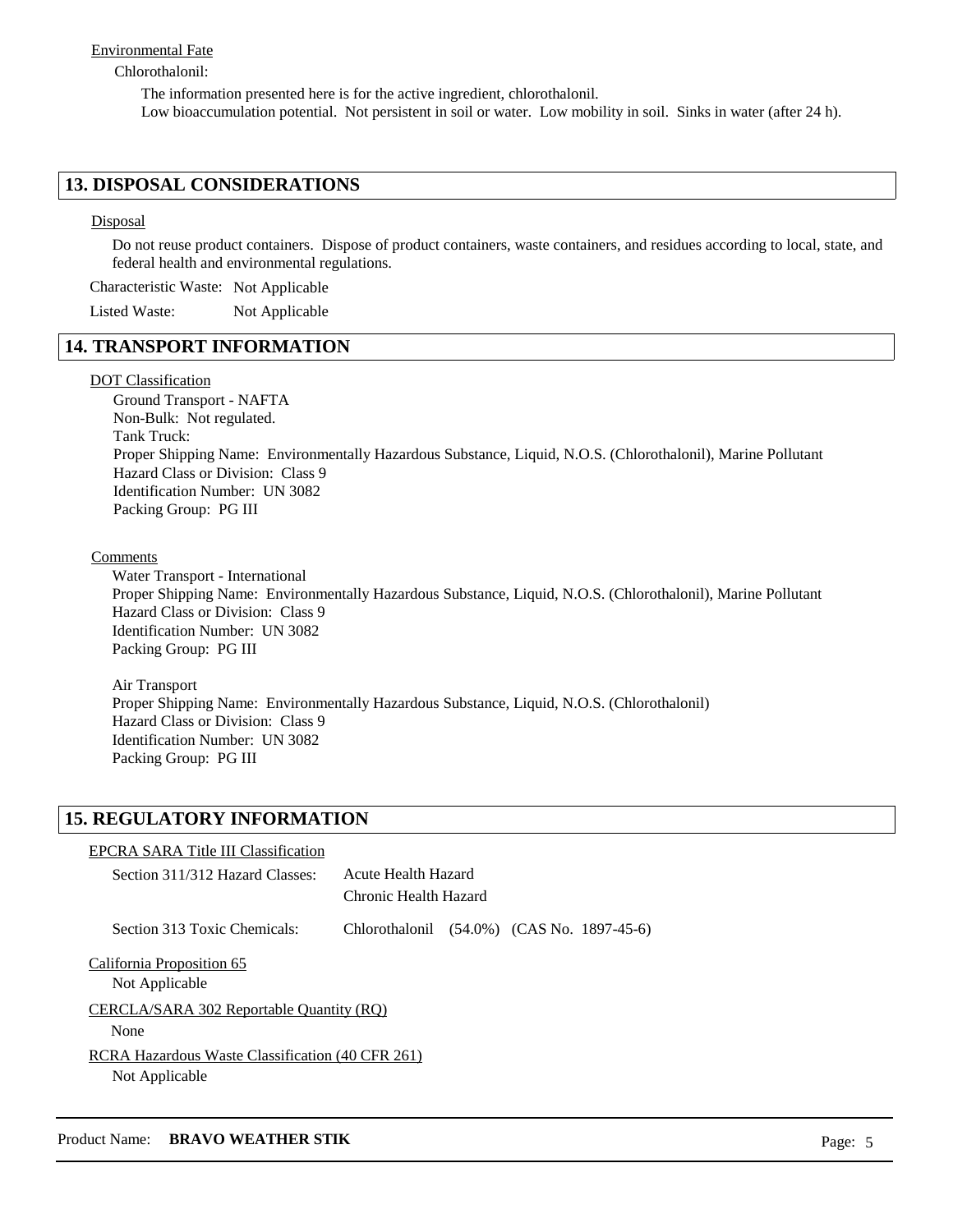Environmental Fate

Chlorothalonil:

The information presented here is for the active ingredient, chlorothalonil.
Low bioaccumulation potential. Not persistent in soil or water. Low mobility in soil. Sinks in water (after 24 h).

## 13. DISPOSAL CONSIDERATIONS

Disposal

Do not reuse product containers. Dispose of product containers, waste containers, and residues according to local, state, and federal health and environmental regulations.

Characteristic Waste: Not Applicable

Listed Waste: Not Applicable

## 14. TRANSPORT INFORMATION

DOT Classification

Ground Transport - NAFTA
Non-Bulk: Not regulated.
Tank Truck:
Proper Shipping Name: Environmentally Hazardous Substance, Liquid, N.O.S. (Chlorothalonil), Marine Pollutant
Hazard Class or Division: Class 9
Identification Number: UN 3082
Packing Group: PG III

Comments

Water Transport - International
Proper Shipping Name: Environmentally Hazardous Substance, Liquid, N.O.S. (Chlorothalonil), Marine Pollutant
Hazard Class or Division: Class 9
Identification Number: UN 3082
Packing Group: PG III

Air Transport
Proper Shipping Name: Environmentally Hazardous Substance, Liquid, N.O.S. (Chlorothalonil)
Hazard Class or Division: Class 9
Identification Number: UN 3082
Packing Group: PG III

## 15. REGULATORY INFORMATION

EPCRA SARA Title III Classification

Section 311/312 Hazard Classes: Acute Health Hazard
Chronic Health Hazard

Section 313 Toxic Chemicals: Chlorothalonil (54.0%) (CAS No. 1897-45-6)

California Proposition 65

Not Applicable

CERCLA/SARA 302 Reportable Quantity (RQ)

None

RCRA Hazardous Waste Classification (40 CFR 261)

Not Applicable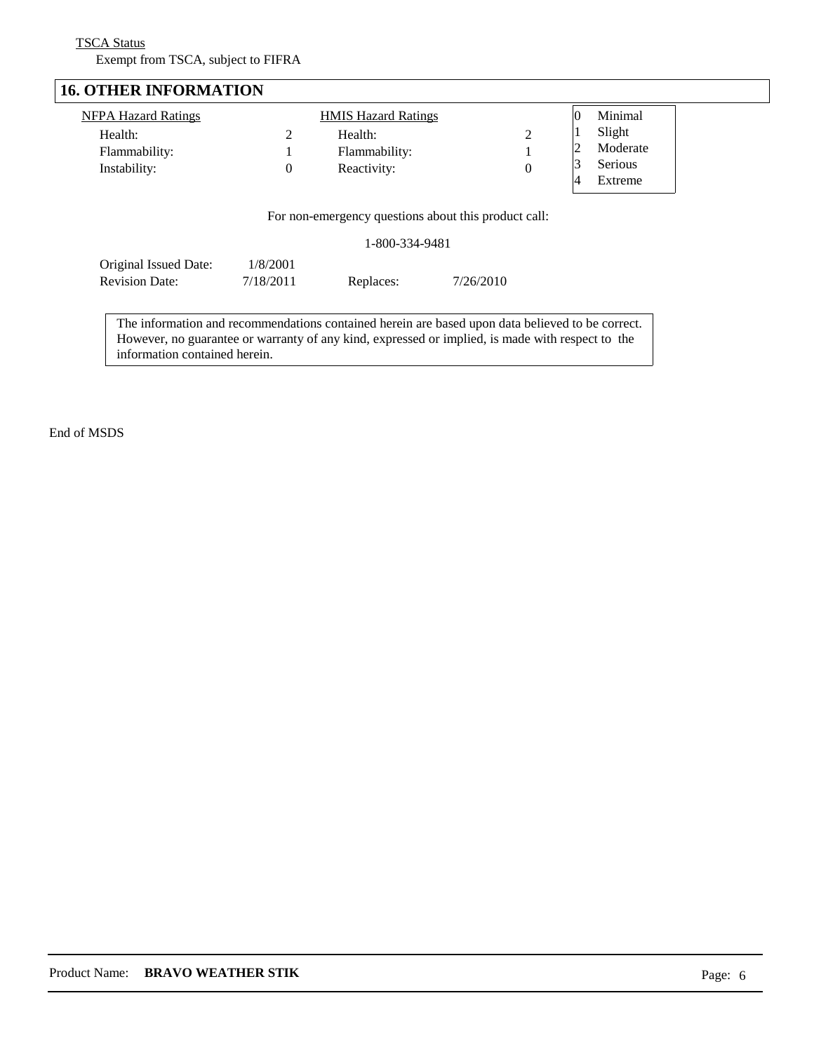TSCA Status

Exempt from TSCA, subject to FIFRA

## 16. OTHER INFORMATION

| NFPA Hazard Ratings | | HMIS Hazard Ratings | | | |
|---|---|---|---|---|---|
| Health: | 2 | Health: | 2 | 0 | Minimal |
| Flammability: | 1 | Flammability: | 1 | 1 | Slight |
| Instability: | 0 | Reactivity: | 0 | 2 | Moderate |
| | | | | 3 | Serious |
| | | | | 4 | Extreme |

For non-emergency questions about this product call:

1-800-334-9481

| | | | |
|---|---|---|---|
| Original Issued Date: | 1/8/2001 | | |
| Revision Date: | 7/18/2011 | Replaces: | 7/26/2010 |

The information and recommendations contained herein are based upon data believed to be correct. However, no guarantee or warranty of any kind, expressed or implied, is made with respect to the information contained herein.

End of MSDS